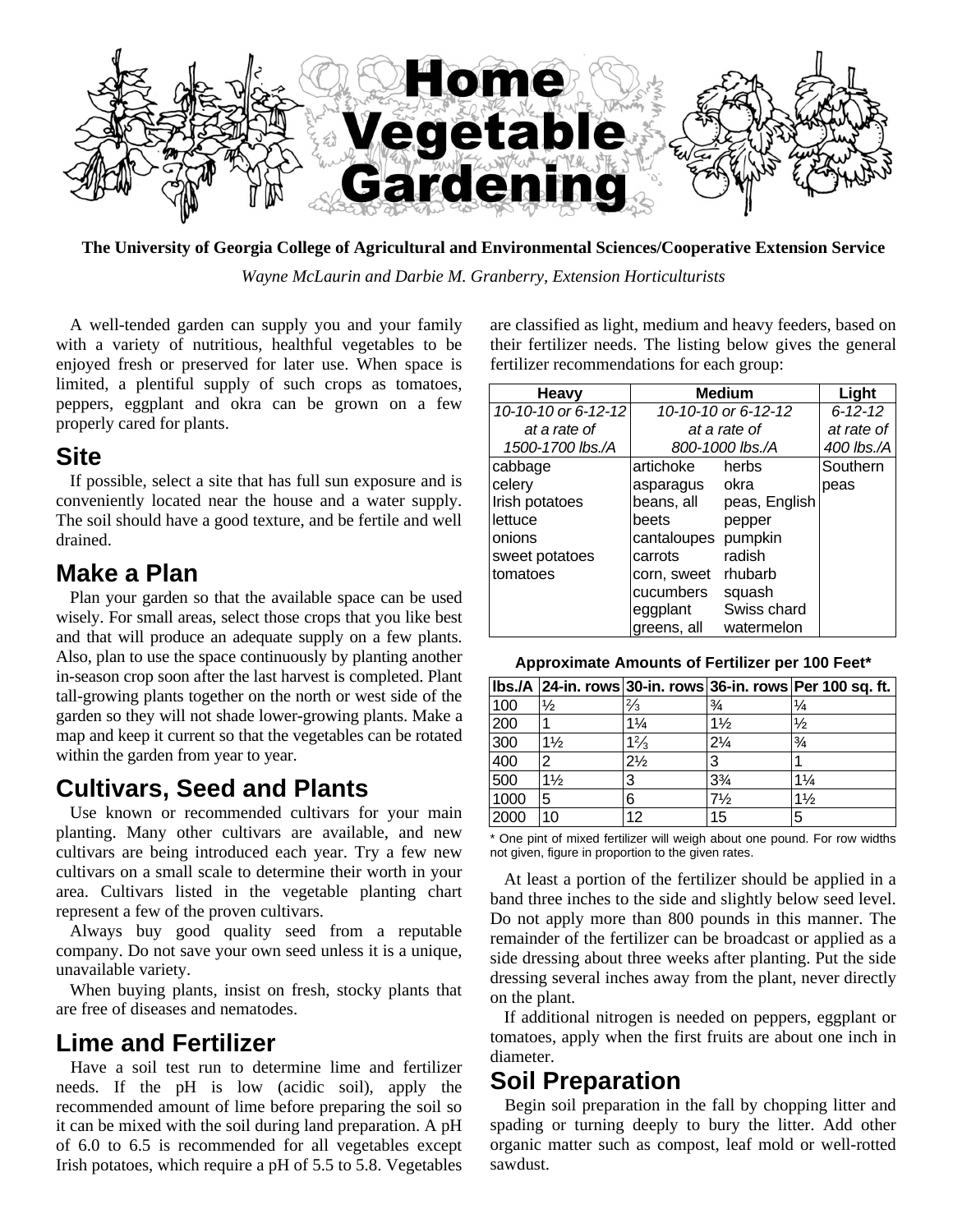# Home Vegetable Gardening

**The University of Georgia College of Agricultural and Environmental Sciences/Cooperative Extension Service**

*Wayne McLaurin and Darbie M. Granberry, Extension Horticulturists*

A well-tended garden can supply you and your family with a variety of nutritious, healthful vegetables to be enjoyed fresh or preserved for later use. When space is limited, a plentiful supply of such crops as tomatoes, peppers, eggplant and okra can be grown on a few properly cared for plants.

## Site

If possible, select a site that has full sun exposure and is conveniently located near the house and a water supply. The soil should have a good texture, and be fertile and well drained.

## Make a Plan

Plan your garden so that the available space can be used wisely. For small areas, select those crops that you like best and that will produce an adequate supply on a few plants. Also, plan to use the space continuously by planting another in-season crop soon after the last harvest is completed. Plant tall-growing plants together on the north or west side of the garden so they will not shade lower-growing plants. Make a map and keep it current so that the vegetables can be rotated within the garden from year to year.

## Cultivars, Seed and Plants

Use known or recommended cultivars for your main planting. Many other cultivars are available, and new cultivars are being introduced each year. Try a few new cultivars on a small scale to determine their worth in your area. Cultivars listed in the vegetable planting chart represent a few of the proven cultivars.

Always buy good quality seed from a reputable company. Do not save your own seed unless it is a unique, unavailable variety.

When buying plants, insist on fresh, stocky plants that are free of diseases and nematodes.

## Lime and Fertilizer

Have a soil test run to determine lime and fertilizer needs. If the pH is low (acidic soil), apply the recommended amount of lime before preparing the soil so it can be mixed with the soil during land preparation. A pH of 6.0 to 6.5 is recommended for all vegetables except Irish potatoes, which require a pH of 5.5 to 5.8. Vegetables are classified as light, medium and heavy feeders, based on their fertilizer needs. The listing below gives the general fertilizer recommendations for each group:

| Heavy | Medium | | Light |
|---|---|---|---|
| *10-10-10 or 6-12-12 at a rate of 1500-1700 lbs./A* | *10-10-10 or 6-12-12 at a rate of 800-1000 lbs./A* | | *6-12-12 at rate of 400 lbs./A* |
| cabbage | artichoke | herbs | Southern peas |
| celery | asparagus | okra | |
| Irish potatoes | beans, all | peas, English | |
| lettuce | beets | pepper | |
| onions | cantaloupes | pumpkin | |
| sweet potatoes | carrots | radish | |
| tomatoes | corn, sweet | rhubarb | |
| | cucumbers | squash | |
| | eggplant | Swiss chard | |
| | greens, all | watermelon | |

**Approximate Amounts of Fertilizer per 100 Feet***

| lbs./A | 24-in. rows | 30-in. rows | 36-in. rows | Per 100 sq. ft. |
|---|---|---|---|---|
| 100 | ½ | ⅔ | ¾ | ¼ |
| 200 | 1 | 1¼ | 1½ | ½ |
| 300 | 1½ | 1⅔ | 2¼ | ¾ |
| 400 | 2 | 2½ | 3 | 1 |
| 500 | 1½ | 3 | 3¾ | 1¼ |
| 1000 | 5 | 6 | 7½ | 1½ |
| 2000 | 10 | 12 | 15 | 5 |

* One pint of mixed fertilizer will weigh about one pound. For row widths not given, figure in proportion to the given rates.

At least a portion of the fertilizer should be applied in a band three inches to the side and slightly below seed level. Do not apply more than 800 pounds in this manner. The remainder of the fertilizer can be broadcast or applied as a side dressing about three weeks after planting. Put the side dressing several inches away from the plant, never directly on the plant.

If additional nitrogen is needed on peppers, eggplant or tomatoes, apply when the first fruits are about one inch in diameter.

## Soil Preparation

Begin soil preparation in the fall by chopping litter and spading or turning deeply to bury the litter. Add other organic matter such as compost, leaf mold or well-rotted sawdust.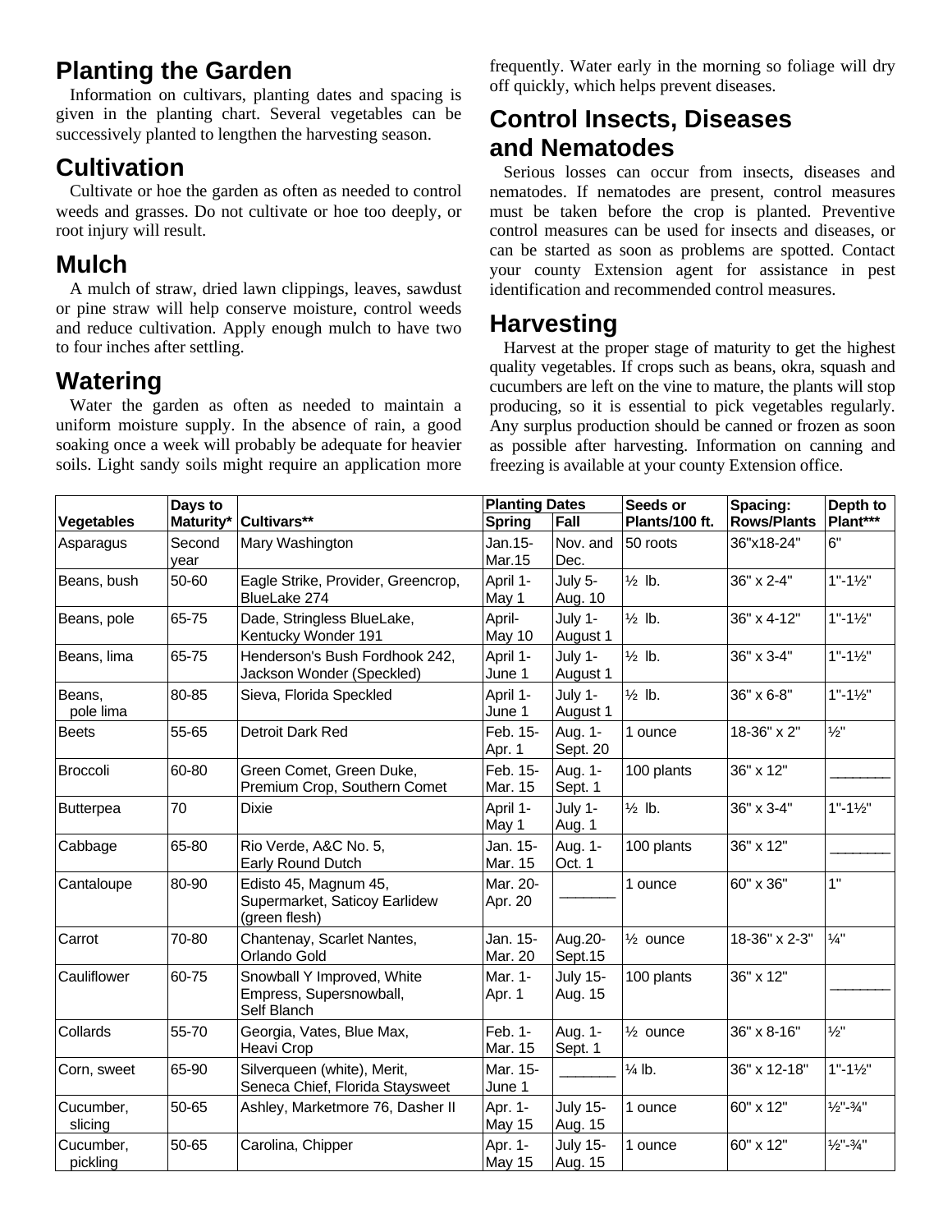## Planting the Garden

Information on cultivars, planting dates and spacing is given in the planting chart. Several vegetables can be successively planted to lengthen the harvesting season.

## Cultivation

Cultivate or hoe the garden as often as needed to control weeds and grasses. Do not cultivate or hoe too deeply, or root injury will result.

## Mulch

A mulch of straw, dried lawn clippings, leaves, sawdust or pine straw will help conserve moisture, control weeds and reduce cultivation. Apply enough mulch to have two to four inches after settling.

## Watering

Water the garden as often as needed to maintain a uniform moisture supply. In the absence of rain, a good soaking once a week will probably be adequate for heavier soils. Light sandy soils might require an application more frequently. Water early in the morning so foliage will dry off quickly, which helps prevent diseases.

## Control Insects, Diseases and Nematodes

Serious losses can occur from insects, diseases and nematodes. If nematodes are present, control measures must be taken before the crop is planted. Preventive control measures can be used for insects and diseases, or can be started as soon as problems are spotted. Contact your county Extension agent for assistance in pest identification and recommended control measures.

## Harvesting

Harvest at the proper stage of maturity to get the highest quality vegetables. If crops such as beans, okra, squash and cucumbers are left on the vine to mature, the plants will stop producing, so it is essential to pick vegetables regularly. Any surplus production should be canned or frozen as soon as possible after harvesting. Information on canning and freezing is available at your county Extension office.

| Vegetables | Days to Maturity* | Cultivars** | Planting Dates | | Seeds or Plants/100 ft. | Spacing: Rows/Plants | Depth to Plant*** |
|---|---|---|---|---|---|---|---|
| | | | Spring | Fall | | | |
| Asparagus | Second year | Mary Washington | Jan.15-Mar.15 | Nov. and Dec. | 50 roots | 36"x18-24" | 6" |
| Beans, bush | 50-60 | Eagle Strike, Provider, Greencrop, BlueLake 274 | April 1-May 1 | July 5-Aug. 10 | ½ lb. | 36" x 2-4" | 1"-1½" |
| Beans, pole | 65-75 | Dade, Stringless BlueLake, Kentucky Wonder 191 | April-May 10 | July 1-August 1 | ½ lb. | 36" x 4-12" | 1"-1½" |
| Beans, lima | 65-75 | Henderson's Bush Fordhook 242, Jackson Wonder (Speckled) | April 1-June 1 | July 1-August 1 | ½ lb. | 36" x 3-4" | 1"-1½" |
| Beans, pole lima | 80-85 | Sieva, Florida Speckled | April 1-June 1 | July 1-August 1 | ½ lb. | 36" x 6-8" | 1"-1½" |
| Beets | 55-65 | Detroit Dark Red | Feb. 15-Apr. 1 | Aug. 1-Sept. 20 | 1 ounce | 18-36" x 2" | ½" |
| Broccoli | 60-80 | Green Comet, Green Duke, Premium Crop, Southern Comet | Feb. 15-Mar. 15 | Aug. 1-Sept. 1 | 100 plants | 36" x 12" | _______ |
| Butterpea | 70 | Dixie | April 1-May 1 | July 1-Aug. 1 | ½ lb. | 36" x 3-4" | 1"-1½" |
| Cabbage | 65-80 | Rio Verde, A&C No. 5, Early Round Dutch | Jan. 15-Mar. 15 | Aug. 1-Oct. 1 | 100 plants | 36" x 12" | _______ |
| Cantaloupe | 80-90 | Edisto 45, Magnum 45, Supermarket, Saticoy Earlidew (green flesh) | Mar. 20-Apr. 20 | _______ | 1 ounce | 60" x 36" | 1" |
| Carrot | 70-80 | Chantenay, Scarlet Nantes, Orlando Gold | Jan. 15-Mar. 20 | Aug.20-Sept.15 | ½ ounce | 18-36" x 2-3" | ¼" |
| Cauliflower | 60-75 | Snowball Y Improved, White Empress, Supersnowball, Self Blanch | Mar. 1-Apr. 1 | July 15-Aug. 15 | 100 plants | 36" x 12" | _______ |
| Collards | 55-70 | Georgia, Vates, Blue Max, Heavi Crop | Feb. 1-Mar. 15 | Aug. 1-Sept. 1 | ½ ounce | 36" x 8-16" | ½" |
| Corn, sweet | 65-90 | Silverqueen (white), Merit, Seneca Chief, Florida Staysweet | Mar. 15-June 1 | _______ | ¼ lb. | 36" x 12-18" | 1"-1½" |
| Cucumber, slicing | 50-65 | Ashley, Marketmore 76, Dasher II | Apr. 1-May 15 | July 15-Aug. 15 | 1 ounce | 60" x 12" | ½"-¾" |
| Cucumber, pickling | 50-65 | Carolina, Chipper | Apr. 1-May 15 | July 15-Aug. 15 | 1 ounce | 60" x 12" | ½"-¾" |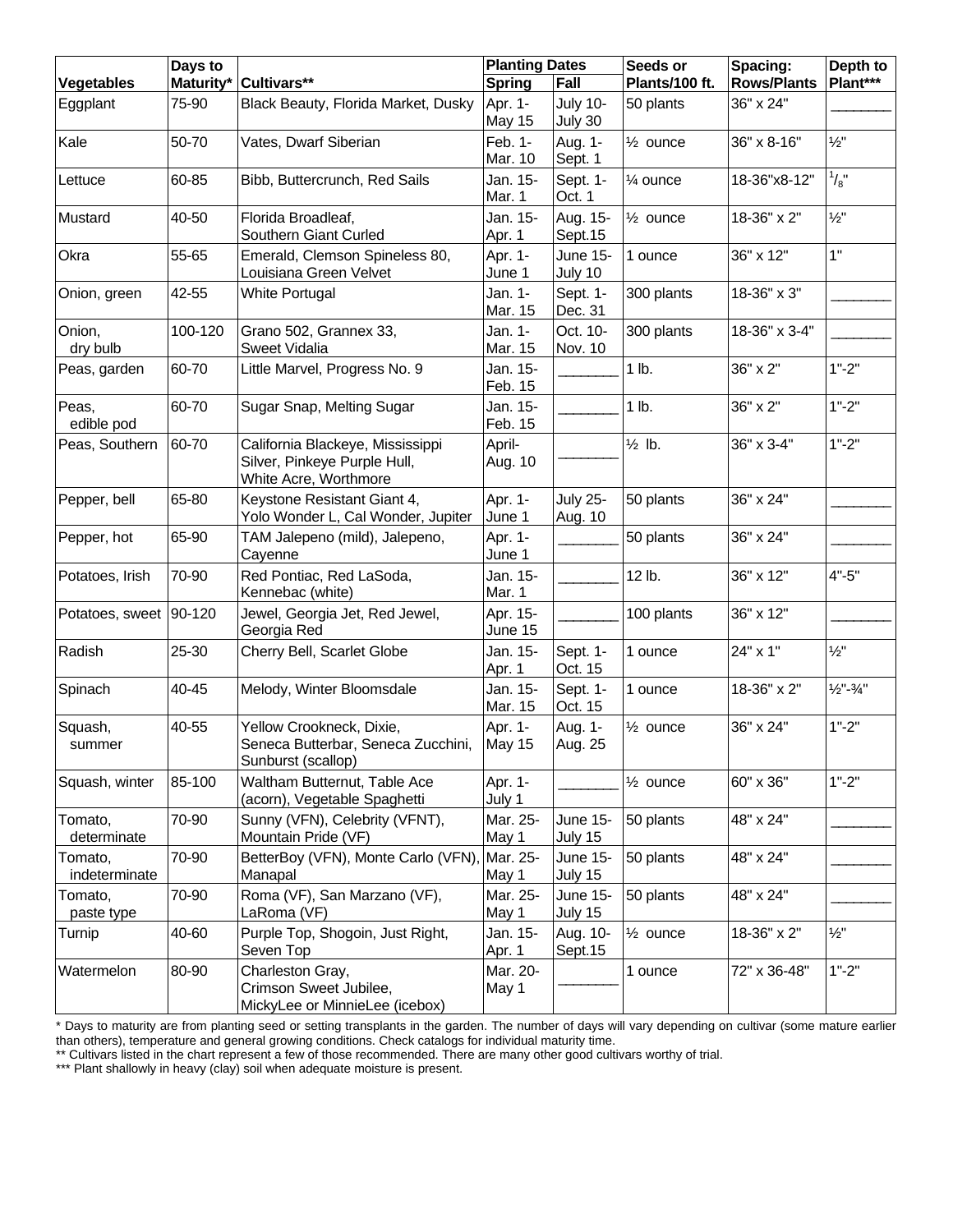| Vegetables | Days to Maturity* | Cultivars** | Planting Dates | | Seeds or Plants/100 ft. | Spacing: Rows/Plants | Depth to Plant*** |
|---|---|---|---|---|---|---|---|
| | | | Spring | Fall | | | |
| Eggplant | 75-90 | Black Beauty, Florida Market, Dusky | Apr. 1-May 15 | July 10-July 30 | 50 plants | 36" x 24" | _______ |
| Kale | 50-70 | Vates, Dwarf Siberian | Feb. 1-Mar. 10 | Aug. 1-Sept. 1 | ½ ounce | 36" x 8-16" | ½" |
| Lettuce | 60-85 | Bibb, Buttercrunch, Red Sails | Jan. 15-Mar. 1 | Sept. 1-Oct. 1 | ¼ ounce | 18-36"x8-12" | $^{1}/_{8}$" |
| Mustard | 40-50 | Florida Broadleaf, Southern Giant Curled | Jan. 15-Apr. 1 | Aug. 15-Sept.15 | ½ ounce | 18-36" x 2" | ½" |
| Okra | 55-65 | Emerald, Clemson Spineless 80, Louisiana Green Velvet | Apr. 1-June 1 | June 15-July 10 | 1 ounce | 36" x 12" | 1" |
| Onion, green | 42-55 | White Portugal | Jan. 1-Mar. 15 | Sept. 1-Dec. 31 | 300 plants | 18-36" x 3" | _______ |
| Onion, dry bulb | 100-120 | Grano 502, Grannex 33, Sweet Vidalia | Jan. 1-Mar. 15 | Oct. 10-Nov. 10 | 300 plants | 18-36" x 3-4" | _______ |
| Peas, garden | 60-70 | Little Marvel, Progress No. 9 | Jan. 15-Feb. 15 | _______ | 1 lb. | 36" x 2" | 1"-2" |
| Peas, edible pod | 60-70 | Sugar Snap, Melting Sugar | Jan. 15-Feb. 15 | _______ | 1 lb. | 36" x 2" | 1"-2" |
| Peas, Southern | 60-70 | California Blackeye, Mississippi Silver, Pinkeye Purple Hull, White Acre, Worthmore | April-Aug. 10 | _______ | ½ lb. | 36" x 3-4" | 1"-2" |
| Pepper, bell | 65-80 | Keystone Resistant Giant 4, Yolo Wonder L, Cal Wonder, Jupiter | Apr. 1-June 1 | July 25-Aug. 10 | 50 plants | 36" x 24" | _______ |
| Pepper, hot | 65-90 | TAM Jalepeno (mild), Jalepeno, Cayenne | Apr. 1-June 1 | _______ | 50 plants | 36" x 24" | _______ |
| Potatoes, Irish | 70-90 | Red Pontiac, Red LaSoda, Kennebac (white) | Jan. 15-Mar. 1 | _______ | 12 lb. | 36" x 12" | 4"-5" |
| Potatoes, sweet | 90-120 | Jewel, Georgia Jet, Red Jewel, Georgia Red | Apr. 15-June 15 | _______ | 100 plants | 36" x 12" | _______ |
| Radish | 25-30 | Cherry Bell, Scarlet Globe | Jan. 15-Apr. 1 | Sept. 1-Oct. 15 | 1 ounce | 24" x 1" | ½" |
| Spinach | 40-45 | Melody, Winter Bloomsdale | Jan. 15-Mar. 15 | Sept. 1-Oct. 15 | 1 ounce | 18-36" x 2" | ½"-¾" |
| Squash, summer | 40-55 | Yellow Crookneck, Dixie, Seneca Butterbar, Seneca Zucchini, Sunburst (scallop) | Apr. 1-May 15 | Aug. 1-Aug. 25 | ½ ounce | 36" x 24" | 1"-2" |
| Squash, winter | 85-100 | Waltham Butternut, Table Ace (acorn), Vegetable Spaghetti | Apr. 1-July 1 | _______ | ½ ounce | 60" x 36" | 1"-2" |
| Tomato, determinate | 70-90 | Sunny (VFN), Celebrity (VFNT), Mountain Pride (VF) | Mar. 25-May 1 | June 15-July 15 | 50 plants | 48" x 24" | _______ |
| Tomato, indeterminate | 70-90 | BetterBoy (VFN), Monte Carlo (VFN), Manapal | Mar. 25-May 1 | June 15-July 15 | 50 plants | 48" x 24" | _______ |
| Tomato, paste type | 70-90 | Roma (VF), San Marzano (VF), LaRoma (VF) | Mar. 25-May 1 | June 15-July 15 | 50 plants | 48" x 24" | _______ |
| Turnip | 40-60 | Purple Top, Shogoin, Just Right, Seven Top | Jan. 15-Apr. 1 | Aug. 10-Sept.15 | ½ ounce | 18-36" x 2" | ½" |
| Watermelon | 80-90 | Charleston Gray, Crimson Sweet Jubilee, MickyLee or MinnieLee (icebox) | Mar. 20-May 1 | _______ | 1 ounce | 72" x 36-48" | 1"-2" |

\* Days to maturity are from planting seed or setting transplants in the garden. The number of days will vary depending on cultivar (some mature earlier than others), temperature and general growing conditions. Check catalogs for individual maturity time.

** Cultivars listed in the chart represent a few of those recommended. There are many other good cultivars worthy of trial.

*** Plant shallowly in heavy (clay) soil when adequate moisture is present.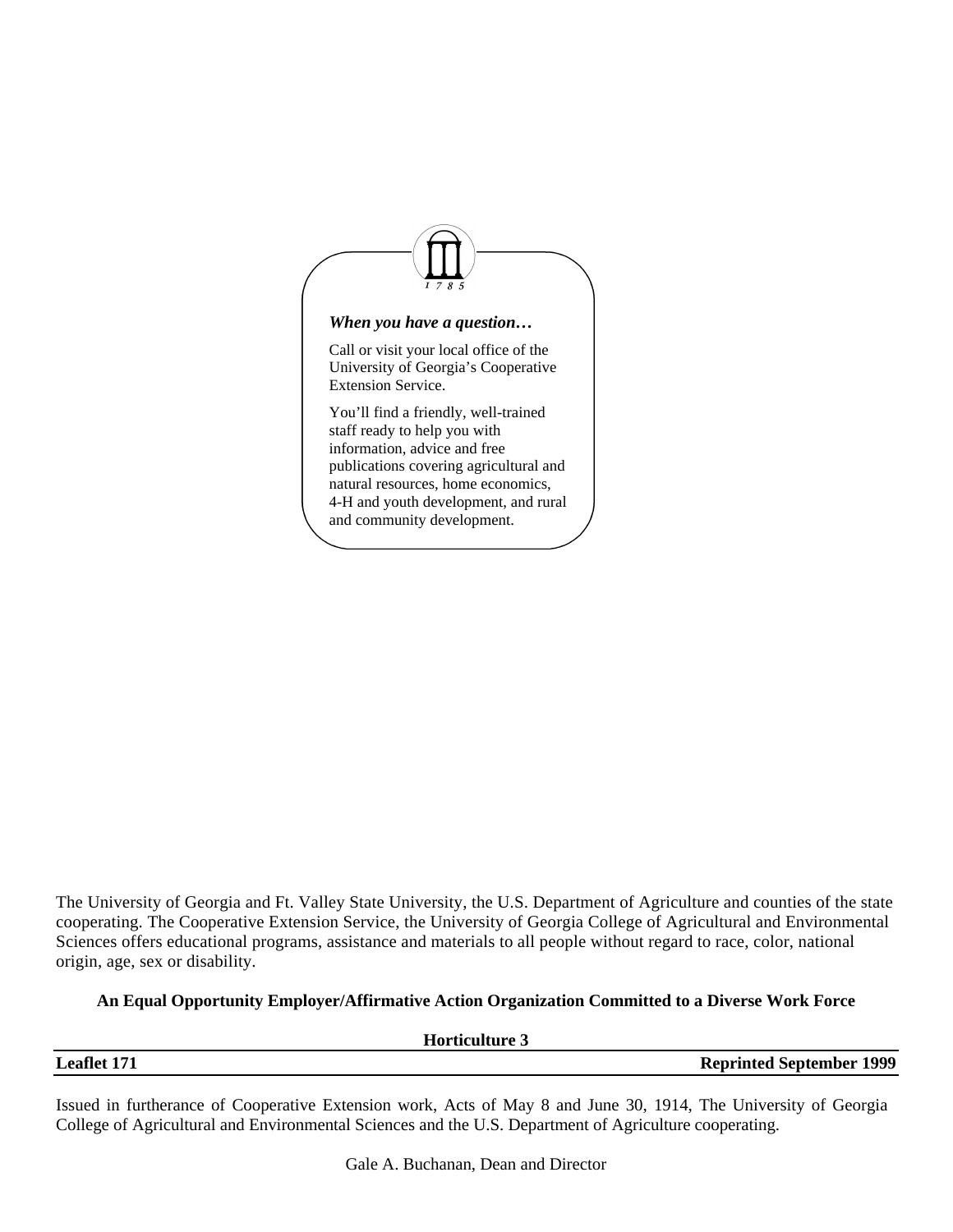*When you have a question…*

Call or visit your local office of the University of Georgia's Cooperative Extension Service.

You'll find a friendly, well-trained staff ready to help you with information, advice and free publications covering agricultural and natural resources, home economics, 4-H and youth development, and rural and community development.

The University of Georgia and Ft. Valley State University, the U.S. Department of Agriculture and counties of the state cooperating. The Cooperative Extension Service, the University of Georgia College of Agricultural and Environmental Sciences offers educational programs, assistance and materials to all people without regard to race, color, national origin, age, sex or disability.

**An Equal Opportunity Employer/Affirmative Action Organization Committed to a Diverse Work Force**

**Horticulture 3**

**Leaflet 171** **Reprinted September 1999**

Issued in furtherance of Cooperative Extension work, Acts of May 8 and June 30, 1914, The University of Georgia College of Agricultural and Environmental Sciences and the U.S. Department of Agriculture cooperating.

Gale A. Buchanan, Dean and Director